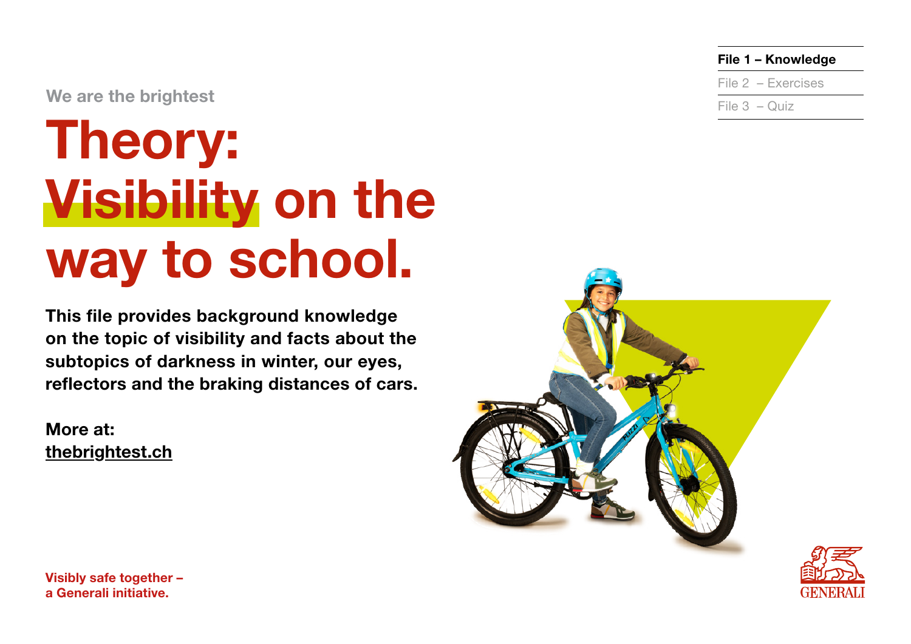File 1 – Knowledge

File 2 – Exercises

File 3 – Quiz

We are the brightest

# Theory: Visibility on the way to school.

**This file provides background knowledge on the topic of visibility and facts about the subtopics of darkness in winter, our eyes, reflectors and the braking distances of cars.**

**More at:**
**thebrightest.ch**

**Visibly safe together – a Generali initiative.**

GENERALI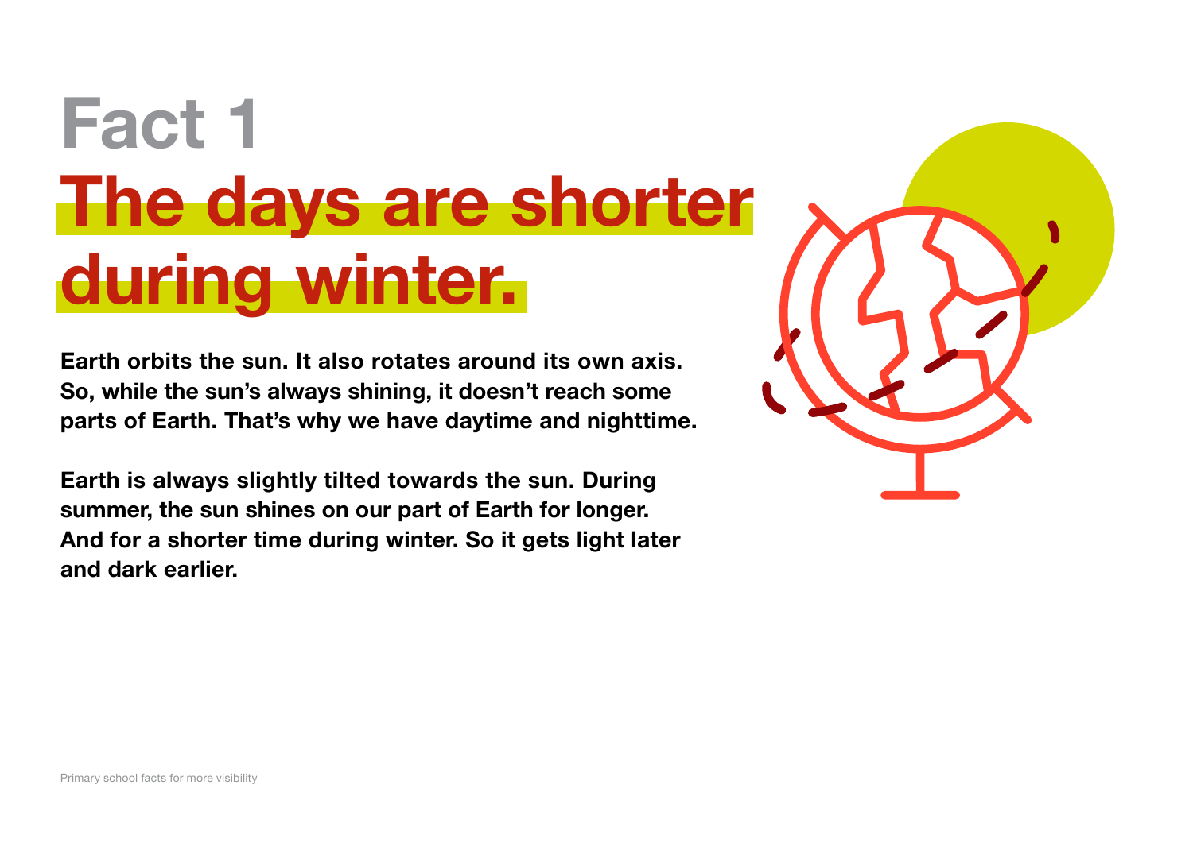# Fact 1

# The days are shorter during winter.

**Earth orbits the sun. It also rotates around its own axis. So, while the sun's always shining, it doesn't reach some parts of Earth. That's why we have daytime and nighttime.**

**Earth is always slightly tilted towards the sun. During summer, the sun shines on our part of Earth for longer. And for a shorter time during winter. So it gets light later and dark earlier.**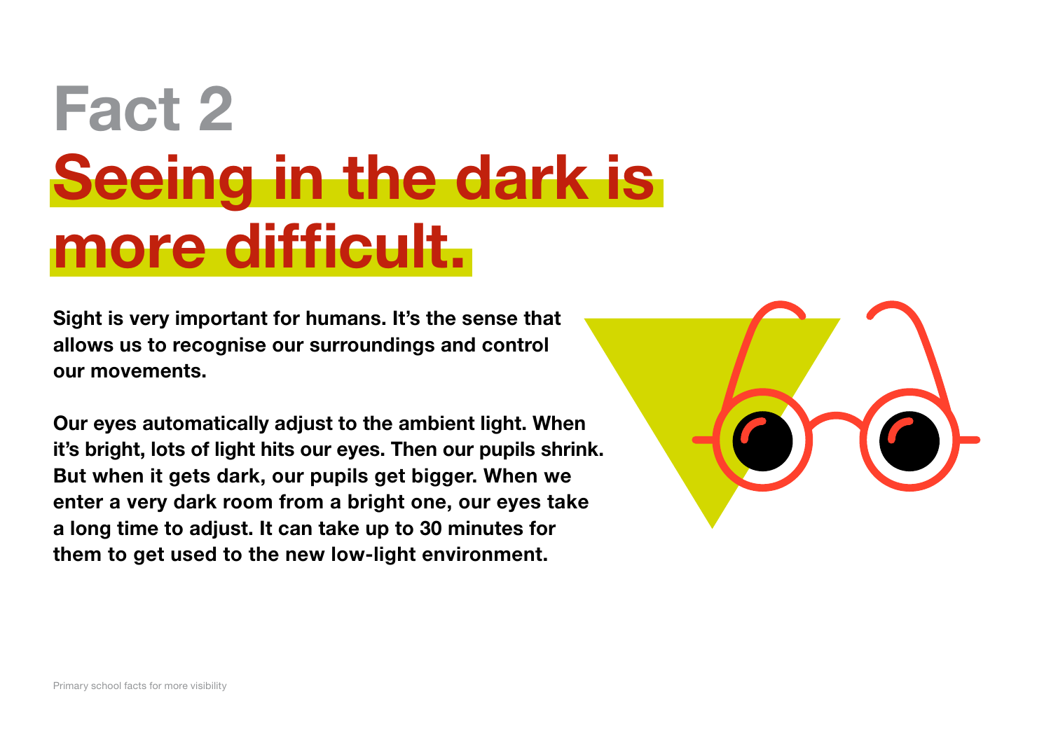# Fact 2

# Seeing in the dark is more difficult.

**Sight is very important for humans. It's the sense that allows us to recognise our surroundings and control our movements.**

**Our eyes automatically adjust to the ambient light. When it's bright, lots of light hits our eyes. Then our pupils shrink. But when it gets dark, our pupils get bigger. When we enter a very dark room from a bright one, our eyes take a long time to adjust. It can take up to 30 minutes for them to get used to the new low-light environment.**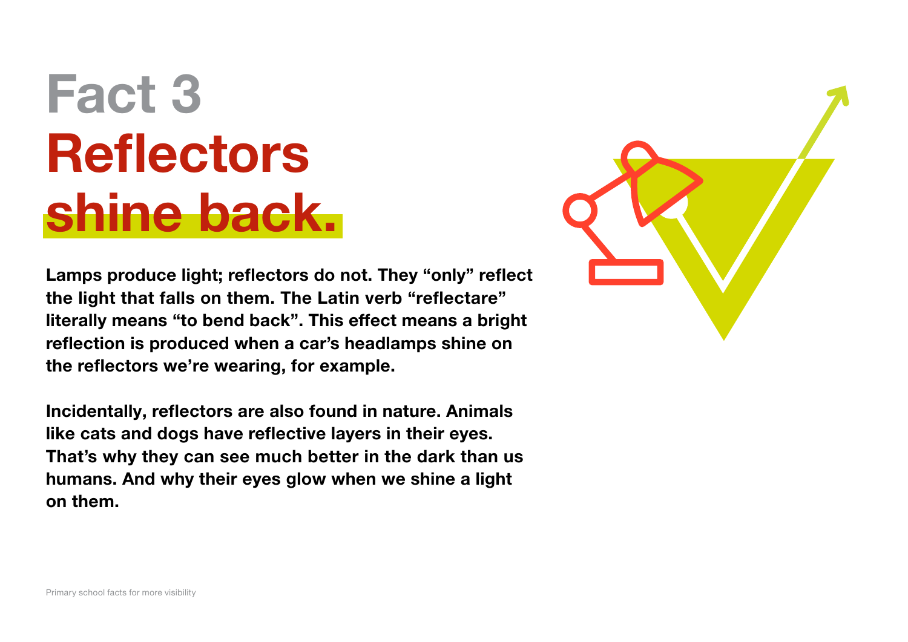# Fact 3
# Reflectors shine back.

**Lamps produce light; reflectors do not. They "only" reflect the light that falls on them. The Latin verb "reflectare" literally means "to bend back". This effect means a bright reflection is produced when a car's headlamps shine on the reflectors we're wearing, for example.**

**Incidentally, reflectors are also found in nature. Animals like cats and dogs have reflective layers in their eyes. That's why they can see much better in the dark than us humans. And why their eyes glow when we shine a light on them.**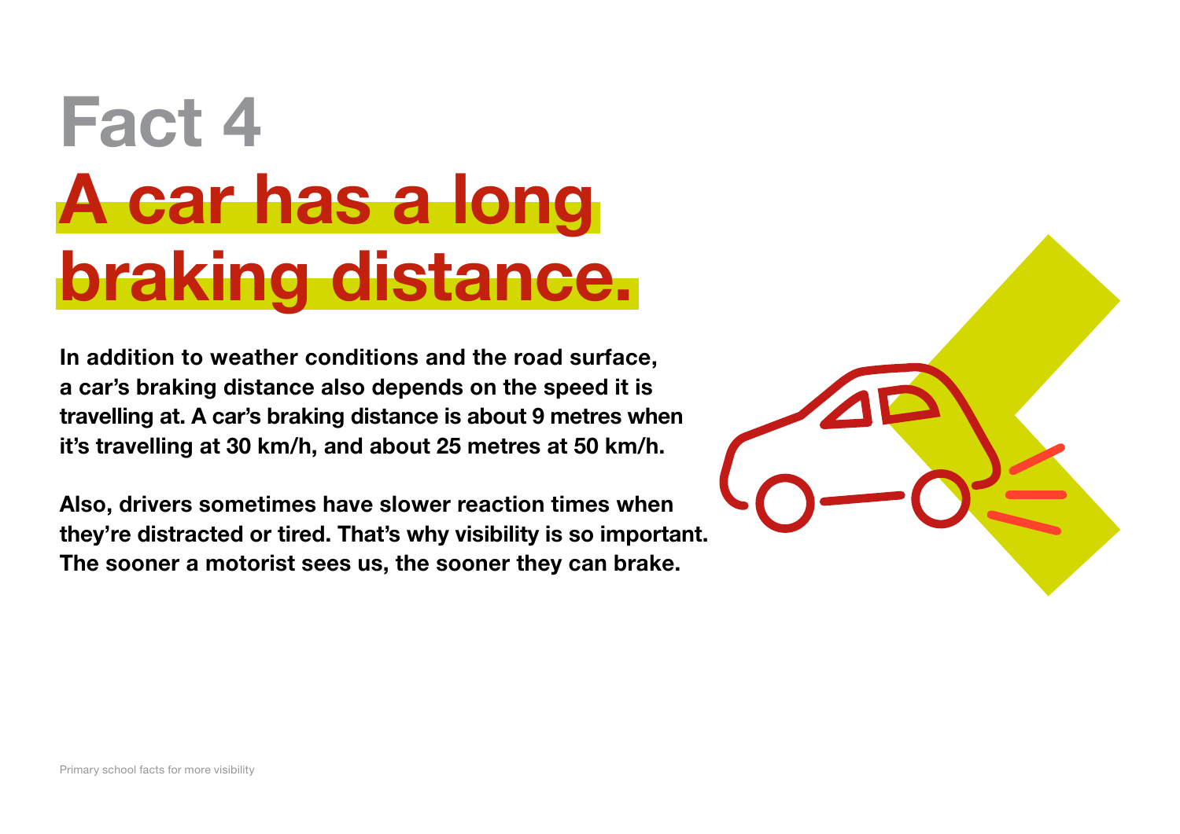# Fact 4

# A car has a long braking distance.

**In addition to weather conditions and the road surface, a car's braking distance also depends on the speed it is travelling at. A car's braking distance is about 9 metres when it's travelling at 30 km/h, and about 25 metres at 50 km/h.**

**Also, drivers sometimes have slower reaction times when they're distracted or tired. That's why visibility is so important. The sooner a motorist sees us, the sooner they can brake.**